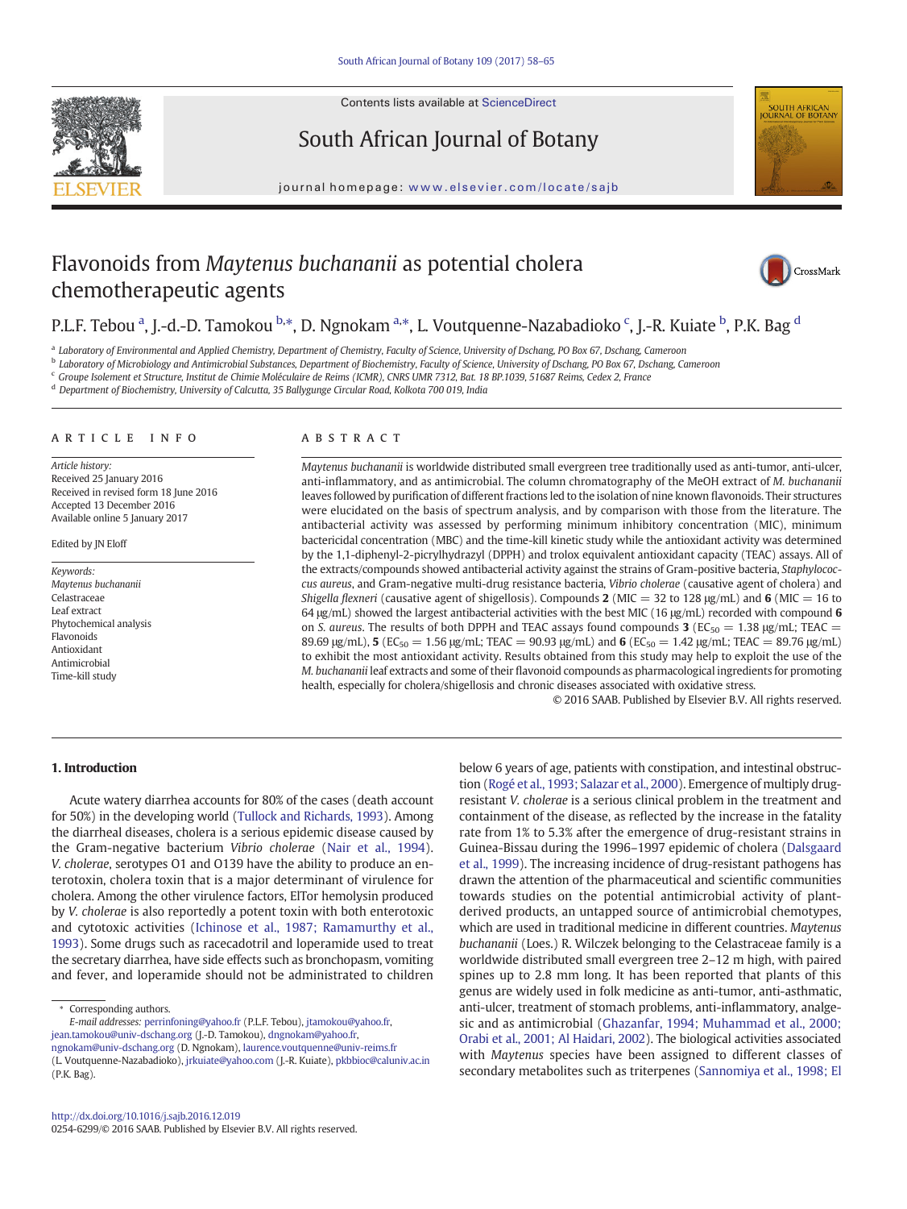# Flavonoids from *Maytenus buchananii* as potential cholera chemotherapeutic agents

P.L.F. Tebou [a], J.-d.-D. Tamokou [b,*], D. Ngnokam [a,*], L. Voutquenne-Nazabadioko [c], J.-R. Kuiate [b], P.K. Bag [d]

[a] Laboratory of Environmental and Applied Chemistry, Department of Chemistry, Faculty of Science, University of Dschang, PO Box 67, Dschang, Cameroon
[b] Laboratory of Microbiology and Antimicrobial Substances, Department of Biochemistry, Faculty of Science, University of Dschang, PO Box 67, Dschang, Cameroon
[c] Groupe Isolement et Structure, Institut de Chimie Moléculaire de Reims (ICMR), CNRS UMR 7312, Bat. 18 BP.1039, 51687 Reims, Cedex 2, France
[d] Department of Biochemistry, University of Calcutta, 35 Ballygunge Circular Road, Kolkota 700 019, India

## ARTICLE INFO

*Article history:*
Received 25 January 2016
Received in revised form 18 June 2016
Accepted 13 December 2016
Available online 5 January 2017

Edited by JN Eloff

*Keywords:*
*Maytenus buchananii*
Celastraceae
Leaf extract
Phytochemical analysis
Flavonoids
Antioxidant
Antimicrobial
Time-kill study

## ABSTRACT

*Maytenus buchananii* is worldwide distributed small evergreen tree traditionally used as anti-tumor, anti-ulcer, anti-inflammatory, and as antimicrobial. The column chromatography of the MeOH extract of *M. buchananii* leaves followed by purification of different fractions led to the isolation of nine known flavonoids. Their structures were elucidated on the basis of spectrum analysis, and by comparison with those from the literature. The antibacterial activity was assessed by performing minimum inhibitory concentration (MIC), minimum bactericidal concentration (MBC) and the time-kill kinetic study while the antioxidant activity was determined by the 1,1-diphenyl-2-picrylhydrazyl (DPPH) and trolox equivalent antioxidant capacity (TEAC) assays. All of the extracts/compounds showed antibacterial activity against the strains of Gram-positive bacteria, *Staphylococcus aureus*, and Gram-negative multi-drug resistance bacteria, *Vibrio cholerae* (causative agent of cholera) and *Shigella flexneri* (causative agent of shigellosis). Compounds **2** (MIC = 32 to 128 μg/mL) and **6** (MIC = 16 to 64 μg/mL) showed the largest antibacterial activities with the best MIC (16 μg/mL) recorded with compound **6** on *S. aureus*. The results of both DPPH and TEAC assays found compounds **3** ($EC_{50}$ = 1.38 μg/mL; TEAC = 89.69 μg/mL), **5** ($EC_{50}$ = 1.56 μg/mL; TEAC = 90.93 μg/mL) and **6** ($EC_{50}$ = 1.42 μg/mL; TEAC = 89.76 μg/mL) to exhibit the most antioxidant activity. Results obtained from this study may help to exploit the use of the *M. buchananii* leaf extracts and some of their flavonoid compounds as pharmacological ingredients for promoting health, especially for cholera/shigellosis and chronic diseases associated with oxidative stress.

© 2016 SAAB. Published by Elsevier B.V. All rights reserved.

## 1. Introduction

Acute watery diarrhea accounts for 80% of the cases (death account for 50%) in the developing world (Tullock and Richards, 1993). Among the diarrheal diseases, cholera is a serious epidemic disease caused by the Gram-negative bacterium *Vibrio cholerae* (Nair et al., 1994). *V. cholerae*, serotypes O1 and O139 have the ability to produce an enterotoxin, cholera toxin that is a major determinant of virulence for cholera. Among the other virulence factors, ElTor hemolysin produced by *V. cholerae* is also reportedly a potent toxin with both enterotoxic and cytotoxic activities (Ichinose et al., 1987; Ramamurthy et al., 1993). Some drugs such as racecadotril and loperamide used to treat the secretary diarrhea, have side effects such as bronchopasm, vomiting and fever, and loperamide should not be administrated to children below 6 years of age, patients with constipation, and intestinal obstruction (Rogé et al., 1993; Salazar et al., 2000). Emergence of multiply drug-resistant *V. cholerae* is a serious clinical problem in the treatment and containment of the disease, as reflected by the increase in the fatality rate from 1% to 5.3% after the emergence of drug-resistant strains in Guinea-Bissau during the 1996–1997 epidemic of cholera (Dalsgaard et al., 1999). The increasing incidence of drug-resistant pathogens has drawn the attention of the pharmaceutical and scientific communities towards studies on the potential antimicrobial activity of plant-derived products, an untapped source of antimicrobial chemotypes, which are used in traditional medicine in different countries. *Maytenus buchananii* (Loes.) R. Wilczek belonging to the Celastraceae family is a worldwide distributed small evergreen tree 2–12 m high, with paired spines up to 2.8 mm long. It has been reported that plants of this genus are widely used in folk medicine as anti-tumor, anti-asthmatic, anti-ulcer, treatment of stomach problems, anti-inflammatory, analgesic and as antimicrobial (Ghazanfar, 1994; Muhammad et al., 2000; Orabi et al., 2001; Al Haidari, 2002). The biological activities associated with *Maytenus* species have been assigned to different classes of secondary metabolites such as triterpenes (Sannomiya et al., 1998; El

\* Corresponding authors.
*E-mail addresses:* perrinfoning@yahoo.fr (P.L.F. Tebou), jtamokou@yahoo.fr, jean.tamokou@univ-dschang.org (J.-D. Tamokou), dngnokam@yahoo.fr, ngnokam@univ-dschang.org (D. Ngnokam), laurence.voutquenne@univ-reims.fr (L. Voutquenne-Nazabadioko), jrkuiate@yahoo.com (J.-R. Kuiate), pkbbioc@caluniv.ac.in (P.K. Bag).

http://dx.doi.org/10.1016/j.sajb.2016.12.019
0254-6299/© 2016 SAAB. Published by Elsevier B.V. All rights reserved.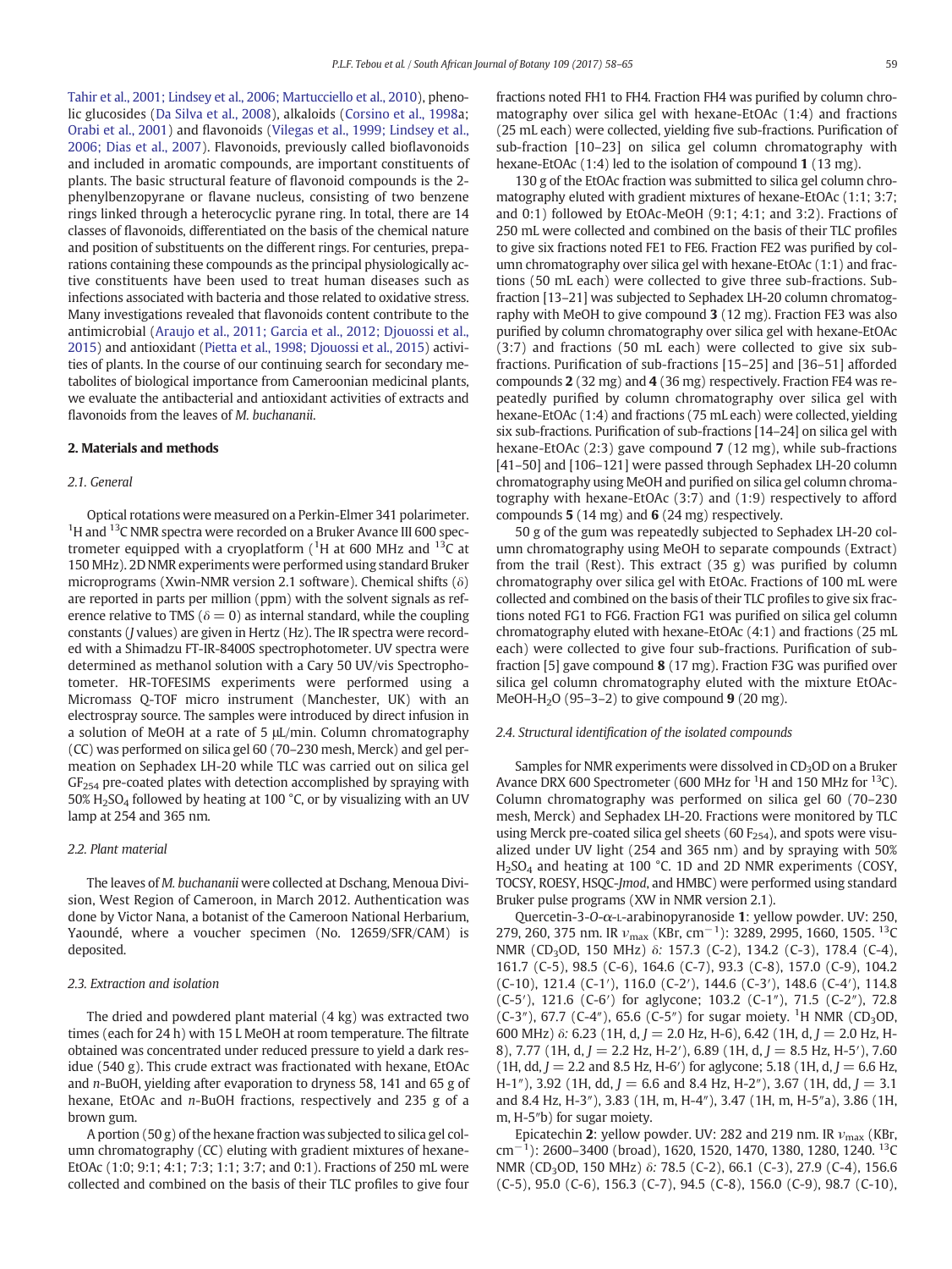Tahir et al., 2001; Lindsey et al., 2006; Martucciello et al., 2010), phenolic glucosides (Da Silva et al., 2008), alkaloids (Corsino et al., 1998a; Orabi et al., 2001) and flavonoids (Vilegas et al., 1999; Lindsey et al., 2006; Dias et al., 2007). Flavonoids, previously called bioflavonoids and included in aromatic compounds, are important constituents of plants. The basic structural feature of flavonoid compounds is the 2-phenylbenzopyrane or flavane nucleus, consisting of two benzene rings linked through a heterocyclic pyrane ring. In total, there are 14 classes of flavonoids, differentiated on the basis of the chemical nature and position of substituents on the different rings. For centuries, preparations containing these compounds as the principal physiologically active constituents have been used to treat human diseases such as infections associated with bacteria and those related to oxidative stress. Many investigations revealed that flavonoids content contribute to the antimicrobial (Araujo et al., 2011; Garcia et al., 2012; Djouossi et al., 2015) and antioxidant (Pietta et al., 1998; Djouossi et al., 2015) activities of plants. In the course of our continuing search for secondary metabolites of biological importance from Cameroonian medicinal plants, we evaluate the antibacterial and antioxidant activities of extracts and flavonoids from the leaves of *M. buchananii*.

## 2. Materials and methods

### 2.1. General

Optical rotations were measured on a Perkin-Elmer 341 polarimeter. $^{1}H$ and $^{13}C$ NMR spectra were recorded on a Bruker Avance III 600 spectrometer equipped with a cryoplatform ($^{1}H$ at 600 MHz and $^{13}C$ at 150 MHz). 2D NMR experiments were performed using standard Bruker microprograms (Xwin-NMR version 2.1 software). Chemical shifts ($\delta$) are reported in parts per million (ppm) with the solvent signals as reference relative to TMS ($\delta = 0$) as internal standard, while the coupling constants (*J* values) are given in Hertz (Hz). The IR spectra were recorded with a Shimadzu FT-IR-8400S spectrophotometer. UV spectra were determined as methanol solution with a Cary 50 UV/vis Spectrophotometer. HR-TOFESIMS experiments were performed using a Micromass Q-TOF micro instrument (Manchester, UK) with an electrospray source. The samples were introduced by direct infusion in a solution of MeOH at a rate of 5 μL/min. Column chromatography (CC) was performed on silica gel 60 (70–230 mesh, Merck) and gel permeation on Sephadex LH-20 while TLC was carried out on silica gel $GF_{254}$ pre-coated plates with detection accomplished by spraying with 50% $H_2SO_4$ followed by heating at 100 °C, or by visualizing with an UV lamp at 254 and 365 nm.

### 2.2. Plant material

The leaves of *M. buchananii* were collected at Dschang, Menoua Division, West Region of Cameroon, in March 2012. Authentication was done by Victor Nana, a botanist of the Cameroon National Herbarium, Yaoundé, where a voucher specimen (No. 12659/SFR/CAM) is deposited.

### 2.3. Extraction and isolation

The dried and powdered plant material (4 kg) was extracted two times (each for 24 h) with 15 L MeOH at room temperature. The filtrate obtained was concentrated under reduced pressure to yield a dark residue (540 g). This crude extract was fractionated with hexane, EtOAc and *n*-BuOH, yielding after evaporation to dryness 58, 141 and 65 g of hexane, EtOAc and *n*-BuOH fractions, respectively and 235 g of a brown gum.

A portion (50 g) of the hexane fraction was subjected to silica gel column chromatography (CC) eluting with gradient mixtures of hexane-EtOAc (1:0; 9:1; 4:1; 7:3; 1:1; 3:7; and 0:1). Fractions of 250 mL were collected and combined on the basis of their TLC profiles to give four fractions noted FH1 to FH4. Fraction FH4 was purified by column chromatography over silica gel with hexane-EtOAc (1:4) and fractions (25 mL each) were collected, yielding five sub-fractions. Purification of sub-fraction [10–23] on silica gel column chromatography with hexane-EtOAc (1:4) led to the isolation of compound **1** (13 mg).

130 g of the EtOAc fraction was submitted to silica gel column chromatography eluted with gradient mixtures of hexane-EtOAc (1:1; 3:7; and 0:1) followed by EtOAc-MeOH (9:1; 4:1; and 3:2). Fractions of 250 mL were collected and combined on the basis of their TLC profiles to give six fractions noted FE1 to FE6. Fraction FE2 was purified by column chromatography over silica gel with hexane-EtOAc (1:1) and fractions (50 mL each) were collected to give three sub-fractions. Sub-fraction [13–21] was subjected to Sephadex LH-20 column chromatography with MeOH to give compound **3** (12 mg). Fraction FE3 was also purified by column chromatography over silica gel with hexane-EtOAc (3:7) and fractions (50 mL each) were collected to give six sub-fractions. Purification of sub-fractions [15–25] and [36–51] afforded compounds **2** (32 mg) and **4** (36 mg) respectively. Fraction FE4 was repeatedly purified by column chromatography over silica gel with hexane-EtOAc (1:4) and fractions (75 mL each) were collected, yielding six sub-fractions. Purification of sub-fractions [14–24] on silica gel with hexane-EtOAc (2:3) gave compound **7** (12 mg), while sub-fractions [41–50] and [106–121] were passed through Sephadex LH-20 column chromatography using MeOH and purified on silica gel column chromatography with hexane-EtOAc (3:7) and (1:9) respectively to afford compounds **5** (14 mg) and **6** (24 mg) respectively.

50 g of the gum was repeatedly subjected to Sephadex LH-20 column chromatography using MeOH to separate compounds (Extract) from the trail (Rest). This extract (35 g) was purified by column chromatography over silica gel with EtOAc. Fractions of 100 mL were collected and combined on the basis of their TLC profiles to give six fractions noted FG1 to FG6. Fraction FG1 was purified on silica gel column chromatography eluted with hexane-EtOAc (4:1) and fractions (25 mL each) were collected to give four sub-fractions. Purification of sub-fraction [5] gave compound **8** (17 mg). Fraction F3G was purified over silica gel column chromatography eluted with the mixture EtOAc-MeOH-$H_2O$ (95–3–2) to give compound **9** (20 mg).

### 2.4. Structural identification of the isolated compounds

Samples for NMR experiments were dissolved in $CD_3OD$ on a Bruker Avance DRX 600 Spectrometer (600 MHz for $^{1}H$ and 150 MHz for $^{13}C$). Column chromatography was performed on silica gel 60 (70–230 mesh, Merck) and Sephadex LH-20. Fractions were monitored by TLC using Merck pre-coated silica gel sheets (60 $F_{254}$), and spots were visualized under UV light (254 and 365 nm) and by spraying with 50% $H_2SO_4$ and heating at 100 °C. 1D and 2D NMR experiments (COSY, TOCSY, ROESY, HSQC-*Jmod*, and HMBC) were performed using standard Bruker pulse programs (XW in NMR version 2.1).

Quercetin-3-*O*-α-L-arabinopyranoside **1**: yellow powder. UV: 250, 279, 260, 375 nm. IR $\nu_{max}$ (KBr, $cm^{-1}$): 3289, 2995, 1660, 1505. $^{13}C$ NMR ($CD_3OD$, 150 MHz) δ: 157.3 (C-2), 134.2 (C-3), 178.4 (C-4), 161.7 (C-5), 98.5 (C-6), 164.6 (C-7), 93.3 (C-8), 157.0 (C-9), 104.2 (C-10), 121.4 (C-1′), 116.0 (C-2′), 144.6 (C-3′), 148.6 (C-4′), 114.8 (C-5′), 121.6 (C-6′) for aglycone; 103.2 (C-1″), 71.5 (C-2″), 72.8 (C-3″), 67.7 (C-4″), 65.6 (C-5″) for sugar moiety. $^{1}H$ NMR ($CD_3OD$, 600 MHz) δ: 6.23 (1H, d, *J* = 2.0 Hz, H-6), 6.42 (1H, d, *J* = 2.0 Hz, H-8), 7.77 (1H, d, *J* = 2.2 Hz, H-2′), 6.89 (1H, d, *J* = 8.5 Hz, H-5′), 7.60 (1H, dd, *J* = 2.2 and 8.5 Hz, H-6′) for aglycone; 5.18 (1H, d, *J* = 6.6 Hz, H-1″), 3.92 (1H, dd, *J* = 6.6 and 8.4 Hz, H-2″), 3.67 (1H, dd, *J* = 3.1 and 8.4 Hz, H-3″), 3.83 (1H, m, H-4″), 3.47 (1H, m, H-5″a), 3.86 (1H, m, H-5″b) for sugar moiety.

Epicatechin **2**: yellow powder. UV: 282 and 219 nm. IR $\nu_{max}$ (KBr, $cm^{-1}$): 2600–3400 (broad), 1620, 1520, 1470, 1380, 1280, 1240. $^{13}C$ NMR ($CD_3OD$, 150 MHz) δ: 78.5 (C-2), 66.1 (C-3), 27.9 (C-4), 156.6 (C-5), 95.0 (C-6), 156.3 (C-7), 94.5 (C-8), 156.0 (C-9), 98.7 (C-10),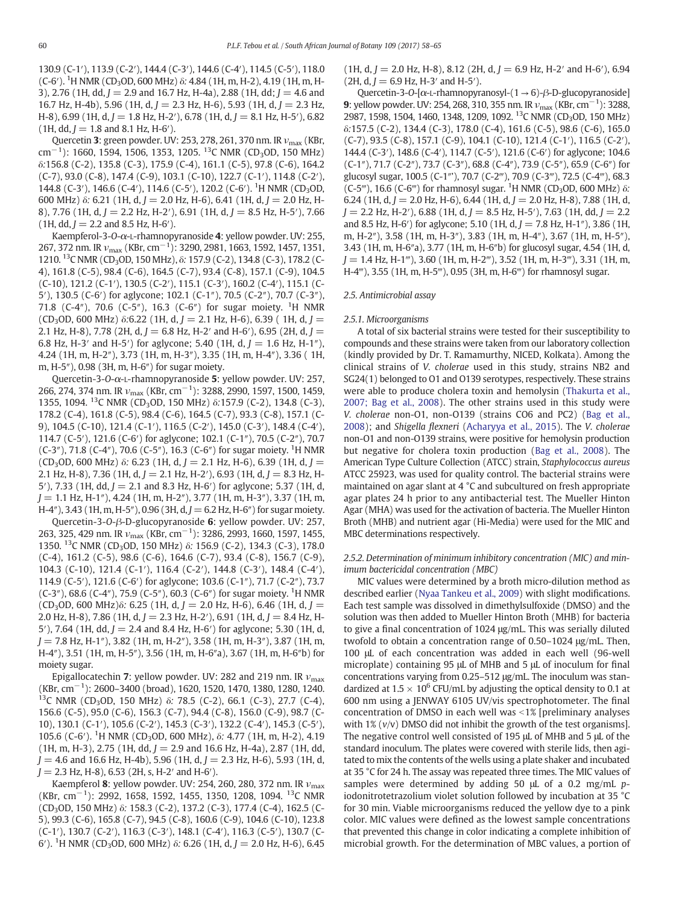130.9 (C-1′), 113.9 (C-2′), 144.4 (C-3′), 144.6 (C-4′), 114.5 (C-5′), 118.0 (C-6′). $^{1}$H NMR ($CD_3OD$, 600 MHz) δ: 4.84 (1H, m, H-2), 4.19 (1H, m, H-3), 2.76 (1H, dd, $J$ = 2.9 and 16.7 Hz, H-4a), 2.88 (1H, dd; $J$ = 4.6 and 16.7 Hz, H-4b), 5.96 (1H, d, $J$ = 2.3 Hz, H-6), 5.93 (1H, d, $J$ = 2.3 Hz, H-8), 6.99 (1H, d, $J$ = 1.8 Hz, H-2′), 6.78 (1H, d, $J$ = 8.1 Hz, H-5′), 6.82 (1H, dd, $J$ = 1.8 and 8.1 Hz, H-6′).

Quercetin **3**: green powder. UV: 253, 278, 261, 370 nm. IR $\nu_{max}$ (KBr, $cm^{-1}$): 1660, 1594, 1506, 1353, 1205. $^{13}$C NMR ($CD_3OD$, 150 MHz) δ:156.8 (C-2), 135.8 (C-3), 175.9 (C-4), 161.1 (C-5), 97.8 (C-6), 164.2 (C-7), 93.0 (C-8), 147.4 (C-9), 103.1 (C-10), 122.7 (C-1′), 114.8 (C-2′), 144.8 (C-3′), 146.6 (C-4′), 114.6 (C-5′), 120.2 (C-6′). $^{1}$H NMR ($CD_3OD$, 600 MHz) δ: 6.21 (1H, d, $J$ = 2.0 Hz, H-6), 6.41 (1H, d, $J$ = 2.0 Hz, H-8), 7.76 (1H, d, $J$ = 2.2 Hz, H-2′), 6.91 (1H, d, $J$ = 8.5 Hz, H-5′), 7.66 (1H, dd, $J$ = 2.2 and 8.5 Hz, H-6′).

Kaempferol-3-O-α-L-rhamnopyranoside **4**: yellow powder. UV: 255, 267, 372 nm. IR $\nu_{max}$ (KBr, $cm^{-1}$): 3290, 2981, 1663, 1592, 1457, 1351, 1210. $^{13}$C NMR ($CD_3OD$, 150 MHz), δ: 157.9 (C-2), 134.8 (C-3), 178.2 (C-4), 161.8 (C-5), 98.4 (C-6), 164.5 (C-7), 93.4 (C-8), 157.1 (C-9), 104.5 (C-10), 121.2 (C-1′), 130.5 (C-2′), 115.1 (C-3′), 160.2 (C-4′), 115.1 (C-5′), 130.5 (C-6′) for aglycone; 102.1 (C-1″), 70.5 (C-2″), 70.7 (C-3″), 71.8 (C-4″), 70.6 (C-5″), 16.3 (C-6″) for sugar moiety. $^{1}$H NMR ($CD_3OD$, 600 MHz) δ:6.22 (1H, d, $J$ = 2.1 Hz, H-6), 6.39 ( 1H, d, $J$ = 2.1 Hz, H-8), 7.78 (2H, d, $J$ = 6.8 Hz, H-2′ and H-6′), 6.95 (2H, d, $J$ = 6.8 Hz, H-3′ and H-5′) for aglycone; 5.40 (1H, d, $J$ = 1.6 Hz, H-1″), 4.24 (1H, m, H-2″), 3.73 (1H, m, H-3″), 3.35 (1H, m, H-4″), 3.36 ( 1H, m, H-5″), 0.98 (3H, m, H-6″) for sugar moiety.

Quercetin-3-O-α-L-rhamnopyranoside **5**: yellow powder. UV: 257, 266, 274, 374 nm. IR $\nu_{max}$ (KBr, $cm^{-1}$): 3288, 2990, 1597, 1500, 1459, 1355, 1094. $^{13}$C NMR ($CD_3OD$, 150 MHz) δ:157.9 (C-2), 134.8 (C-3), 178.2 (C-4), 161.8 (C-5), 98.4 (C-6), 164.5 (C-7), 93.3 (C-8), 157.1 (C-9), 104.5 (C-10), 121.4 (C-1′), 116.5 (C-2′), 145.0 (C-3′), 148.4 (C-4′), 114.7 (C-5′), 121.6 (C-6′) for aglycone; 102.1 (C-1″), 70.5 (C-2″), 70.7 (C-3″), 71.8 (C-4″), 70.6 (C-5″), 16.3 (C-6″) for sugar moiety. $^{1}$H NMR ($CD_3OD$, 600 MHz) δ: 6.23 (1H, d, $J$ = 2.1 Hz, H-6), 6.39 (1H, d, $J$ = 2.1 Hz, H-8), 7.36 (1H, d, $J$ = 2.1 Hz, H-2′), 6.93 (1H, d, $J$ = 8.3 Hz, H-5′), 7.33 (1H, dd, $J$ = 2.1 and 8.3 Hz, H-6′) for aglycone; 5.37 (1H, d, $J$ = 1.1 Hz, H-1″), 4.24 (1H, m, H-2″), 3.77 (1H, m, H-3″), 3.37 (1H, m, H-4″), 3.43 (1H, m, H-5″), 0.96 (3H, d, $J$ = 6.2 Hz, H-6″) for sugar moiety.

Quercetin-3-O-β-D-glucopyranoside **6**: yellow powder. UV: 257, 263, 325, 429 nm. IR $\nu_{max}$ (KBr, $cm^{-1}$): 3286, 2993, 1660, 1597, 1455, 1350. $^{13}$C NMR ($CD_3OD$, 150 MHz) δ: 156.9 (C-2), 134.3 (C-3), 178.0 (C-4), 161.2 (C-5), 98.6 (C-6), 164.6 (C-7), 93.4 (C-8), 156.7 (C-9), 104.3 (C-10), 121.4 (C-1′), 116.4 (C-2′), 144.8 (C-3′), 148.4 (C-4′), 114.9 (C-5′), 121.6 (C-6′) for aglycone; 103.6 (C-1″), 71.7 (C-2″), 73.7 (C-3″), 68.6 (C-4″), 75.9 (C-5″), 60.3 (C-6″) for sugar moiety. $^{1}$H NMR ($CD_3OD$, 600 MHz)δ: 6.25 (1H, d, $J$ = 2.0 Hz, H-6), 6.46 (1H, d, $J$ = 2.0 Hz, H-8), 7.86 (1H, d, $J$ = 2.3 Hz, H-2′), 6.91 (1H, d, $J$ = 8.4 Hz, H-5′), 7.64 (1H, dd, $J$ = 2.4 and 8.4 Hz, H-6′) for aglycone; 5.30 (1H, d, $J$ = 7.8 Hz, H-1″), 3.82 (1H, m, H-2″), 3.58 (1H, m, H-3″), 3.87 (1H, m, H-4″), 3.51 (1H, m, H-5″), 3.56 (1H, m, H-6″a), 3.67 (1H, m, H-6″b) for moiety sugar.

Epigallocatechin **7**: yellow powder. UV: 282 and 219 nm. IR $\nu_{max}$ (KBr, $cm^{-1}$): 2600–3400 (broad), 1620, 1520, 1470, 1380, 1280, 1240. $^{13}$C NMR ($CD_3OD$, 150 MHz) δ: 78.5 (C-2), 66.1 (C-3), 27.7 (C-4), 156.6 (C-5), 95.0 (C-6), 156.3 (C-7), 94.4 (C-8), 156.0 (C-9), 98.7 (C-10), 130.1 (C-1′), 105.6 (C-2′), 145.3 (C-3′), 132.2 (C-4′), 145.3 (C-5′), 105.6 (C-6′). $^{1}$H NMR ($CD_3OD$, 600 MHz), δ: 4.77 (1H, m, H-2), 4.19 (1H, m, H-3), 2.75 (1H, dd, $J$ = 2.9 and 16.6 Hz, H-4a), 2.87 (1H, dd, $J$ = 4.6 and 16.6 Hz, H-4b), 5.96 (1H, d, $J$ = 2.3 Hz, H-6), 5.93 (1H, d, $J$ = 2.3 Hz, H-8), 6.53 (2H, s, H-2′ and H-6′).

Kaempferol **8**: yellow powder. UV: 254, 260, 280, 372 nm. IR $\nu_{max}$ (KBr, $cm^{-1}$): 2992, 1658, 1592, 1455, 1350, 1208, 1094. $^{13}$C NMR ($CD_3OD$, 150 MHz) δ: 158.3 (C-2), 137.2 (C-3), 177.4 (C-4), 162.5 (C-5), 99.3 (C-6), 165.8 (C-7), 94.5 (C-8), 160.6 (C-9), 104.6 (C-10), 123.8 (C-1′), 130.7 (C-2′), 116.3 (C-3′), 148.1 (C-4′), 116.3 (C-5′), 130.7 (C-6′). $^{1}$H NMR ($CD_3OD$, 600 MHz) δ: 6.26 (1H, d, $J$ = 2.0 Hz, H-6), 6.45 (1H, d, $J$ = 2.0 Hz, H-8), 8.12 (2H, d, $J$ = 6.9 Hz, H-2′ and H-6′), 6.94 (2H, d, $J$ = 6.9 Hz, H-3′ and H-5′).

Quercetin-3-O-[α-L-rhamnopyranosyl-(1→6)-β-D-glucopyranoside] **9**: yellow powder. UV: 254, 268, 310, 355 nm. IR $\nu_{max}$ (KBr, $cm^{-1}$): 3288, 2987, 1598, 1504, 1460, 1348, 1209, 1092. $^{13}$C NMR ($CD_3OD$, 150 MHz) δ:157.5 (C-2), 134.4 (C-3), 178.0 (C-4), 161.6 (C-5), 98.6 (C-6), 165.0 (C-7), 93.5 (C-8), 157.1 (C-9), 104.1 (C-10), 121.4 (C-1′), 116.5 (C-2′), 144.4 (C-3′), 148.6 (C-4′), 114.7 (C-5′), 121.6 (C-6′) for aglycone; 104.6 (C-1″), 71.7 (C-2″), 73.7 (C-3″), 68.8 (C-4″), 73.9 (C-5″), 65.9 (C-6″) for glucosyl sugar, 100.5 (C-1‴), 70.7 (C-2‴), 70.9 (C-3‴), 72.5 (C-4‴), 68.3 (C-5‴), 16.6 (C-6‴) for rhamnosyl sugar. $^{1}$H NMR ($CD_3OD$, 600 MHz) δ: 6.24 (1H, d, $J$ = 2.0 Hz, H-6), 6.44 (1H, d, $J$ = 2.0 Hz, H-8), 7.88 (1H, d, $J$ = 2.2 Hz, H-2′), 6.88 (1H, d, $J$ = 8.5 Hz, H-5′), 7.63 (1H, dd, $J$ = 2.2 and 8.5 Hz, H-6′) for aglycone; 5.10 (1H, d, $J$ = 7.8 Hz, H-1″), 3.86 (1H, m, H-2″), 3.58 (1H, m, H-3″), 3.83 (1H, m, H-4″), 3.67 (1H, m, H-5″), 3.43 (1H, m, H-6″a), 3.77 (1H, m, H-6″b) for glucosyl sugar, 4.54 (1H, d, $J$ = 1.4 Hz, H-1‴), 3.60 (1H, m, H-2‴), 3.52 (1H, m, H-3‴), 3.31 (1H, m, H-4‴), 3.55 (1H, m, H-5‴), 0.95 (3H, m, H-6‴) for rhamnosyl sugar.

### 2.5. Antimicrobial assay

#### 2.5.1. Microorganisms

A total of six bacterial strains were tested for their susceptibility to compounds and these strains were taken from our laboratory collection (kindly provided by Dr. T. Ramamurthy, NICED, Kolkata). Among the clinical strains of *V. cholerae* used in this study, strains NB2 and SG24(1) belonged to O1 and O139 serotypes, respectively. These strains were able to produce cholera toxin and hemolysin (Thakurta et al., 2007; Bag et al., 2008). The other strains used in this study were *V. cholerae* non-O1, non-O139 (strains CO6 and PC2) (Bag et al., 2008); and *Shigella flexneri* (Acharyya et al., 2015). The *V. cholerae* non-O1 and non-O139 strains, were positive for hemolysin production but negative for cholera toxin production (Bag et al., 2008). The American Type Culture Collection (ATCC) strain, *Staphylococcus aureus* ATCC 25923, was used for quality control. The bacterial strains were maintained on agar slant at 4 °C and subcultured on fresh appropriate agar plates 24 h prior to any antibacterial test. The Mueller Hinton Agar (MHA) was used for the activation of bacteria. The Mueller Hinton Broth (MHB) and nutrient agar (Hi-Media) were used for the MIC and MBC determinations respectively.

#### 2.5.2. Determination of minimum inhibitory concentration (MIC) and minimum bactericidal concentration (MBC)

MIC values were determined by a broth micro-dilution method as described earlier (Nyaa Tankeu et al., 2009) with slight modifications. Each test sample was dissolved in dimethylsulfoxide (DMSO) and the solution was then added to Mueller Hinton Broth (MHB) for bacteria to give a final concentration of 1024 μg/mL. This was serially diluted twofold to obtain a concentration range of 0.50–1024 μg/mL. Then, 100 μL of each concentration was added in each well (96-well microplate) containing 95 μL of MHB and 5 μL of inoculum for final concentrations varying from 0.25–512 μg/mL. The inoculum was standardized at $1.5 \times 10^{6}$ CFU/mL by adjusting the optical density to 0.1 at 600 nm using a JENWAY 6105 UV/vis spectrophotometer. The final concentration of DMSO in each well was <1% [preliminary analyses with 1% (v/v) DMSO did not inhibit the growth of the test organisms]. The negative control well consisted of 195 μL of MHB and 5 μL of the standard inoculum. The plates were covered with sterile lids, then agitated to mix the contents of the wells using a plate shaker and incubated at 35 °C for 24 h. The assay was repeated three times. The MIC values of samples were determined by adding 50 μL of a 0.2 mg/mL *p*-iodonitrotetrazolium violet solution followed by incubation at 35 °C for 30 min. Viable microorganisms reduced the yellow dye to a pink color. MIC values were defined as the lowest sample concentrations that prevented this change in color indicating a complete inhibition of microbial growth. For the determination of MBC values, a portion of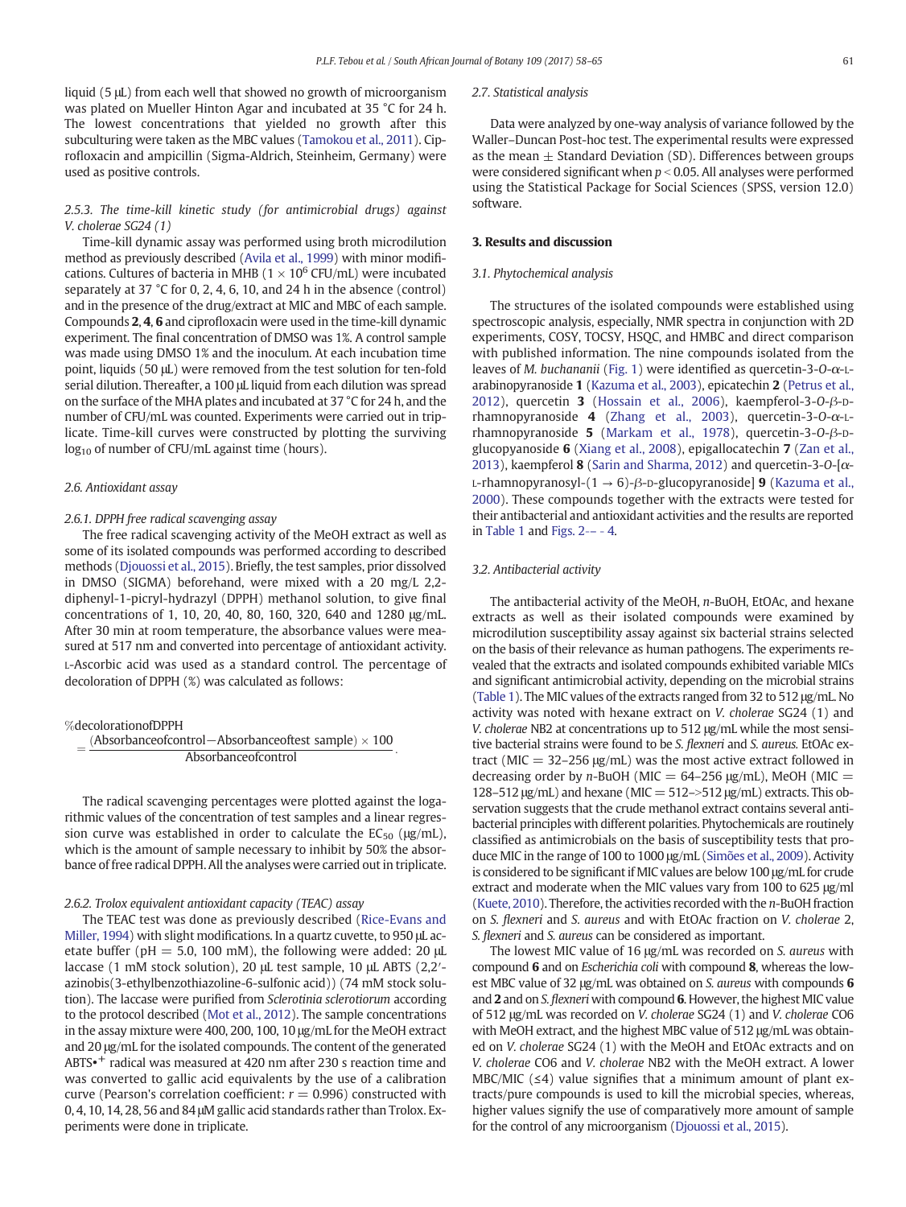liquid (5 μL) from each well that showed no growth of microorganism was plated on Mueller Hinton Agar and incubated at 35 °C for 24 h. The lowest concentrations that yielded no growth after this subculturing were taken as the MBC values (Tamokou et al., 2011). Ciprofloxacin and ampicillin (Sigma-Aldrich, Steinheim, Germany) were used as positive controls.

#### 2.5.3. The time-kill kinetic study (for antimicrobial drugs) against *V. cholerae* SG24 (1)

Time-kill dynamic assay was performed using broth microdilution method as previously described (Avila et al., 1999) with minor modifications. Cultures of bacteria in MHB ($1 \times 10^6$ CFU/mL) were incubated separately at 37 °C for 0, 2, 4, 6, 10, and 24 h in the absence (control) and in the presence of the drug/extract at MIC and MBC of each sample. Compounds **2**, **4**, **6** and ciprofloxacin were used in the time-kill dynamic experiment. The final concentration of DMSO was 1%. A control sample was made using DMSO 1% and the inoculum. At each incubation time point, liquids (50 μL) were removed from the test solution for ten-fold serial dilution. Thereafter, a 100 μL liquid from each dilution was spread on the surface of the MHA plates and incubated at 37 °C for 24 h, and the number of CFU/mL was counted. Experiments were carried out in triplicate. Time-kill curves were constructed by plotting the surviving $\log_{10}$ of number of CFU/mL against time (hours).

### 2.6. Antioxidant assay

#### 2.6.1. DPPH free radical scavenging assay

The free radical scavenging activity of the MeOH extract as well as some of its isolated compounds was performed according to described methods (Djouossi et al., 2015). Briefly, the test samples, prior dissolved in DMSO (SIGMA) beforehand, were mixed with a 20 mg/L 2,2-diphenyl-1-picryl-hydrazyl (DPPH) methanol solution, to give final concentrations of 1, 10, 20, 40, 80, 160, 320, 640 and 1280 μg/mL. After 30 min at room temperature, the absorbance values were measured at 517 nm and converted into percentage of antioxidant activity. L-Ascorbic acid was used as a standard control. The percentage of decoloration of DPPH (%) was calculated as follows:

$$\%\text{decolorationofDPPH} = \frac{(\text{Absorbanceofcontrol} - \text{Absorbanceoftest sample}) \times 100}{\text{Absorbanceofcontrol}}.$$

The radical scavenging percentages were plotted against the logarithmic values of the concentration of test samples and a linear regression curve was established in order to calculate the $EC_{50}$ (μg/mL), which is the amount of sample necessary to inhibit by 50% the absorbance of free radical DPPH. All the analyses were carried out in triplicate.

#### 2.6.2. Trolox equivalent antioxidant capacity (TEAC) assay

The TEAC test was done as previously described (Rice-Evans and Miller, 1994) with slight modifications. In a quartz cuvette, to 950 μL acetate buffer (pH = 5.0, 100 mM), the following were added: 20 μL laccase (1 mM stock solution), 20 μL test sample, 10 μL ABTS (2,2′-azinobis(3-ethylbenzothiazoline-6-sulfonic acid)) (74 mM stock solution). The laccase were purified from *Sclerotinia sclerotiorum* according to the protocol described (Mot et al., 2012). The sample concentrations in the assay mixture were 400, 200, 100, 10 μg/mL for the MeOH extract and 20 μg/mL for the isolated compounds. The content of the generated $ABTS^{\bullet+}$ radical was measured at 420 nm after 230 s reaction time and was converted to gallic acid equivalents by the use of a calibration curve (Pearson's correlation coefficient: $r = 0.996$) constructed with 0, 4, 10, 14, 28, 56 and 84 μM gallic acid standards rather than Trolox. Experiments were done in triplicate.

### 2.7. Statistical analysis

Data were analyzed by one-way analysis of variance followed by the Waller–Duncan Post-hoc test. The experimental results were expressed as the mean ± Standard Deviation (SD). Differences between groups were considered significant when $p < 0.05$. All analyses were performed using the Statistical Package for Social Sciences (SPSS, version 12.0) software.

## 3. Results and discussion

### 3.1. Phytochemical analysis

The structures of the isolated compounds were established using spectroscopic analysis, especially, NMR spectra in conjunction with 2D experiments, COSY, TOCSY, HSQC, and HMBC and direct comparison with published information. The nine compounds isolated from the leaves of *M. buchananii* (Fig. 1) were identified as quercetin-3-*O*-α-L-arabinopyranoside **1** (Kazuma et al., 2003), epicatechin **2** (Petrus et al., 2012), quercetin **3** (Hossain et al., 2006), kaempferol-3-*O*-β-D-rhamnopyranoside **4** (Zhang et al., 2003), quercetin-3-*O*-α-L-rhamnopyranoside **5** (Markam et al., 1978), quercetin-3-*O*-β-D-glucopyanoside **6** (Xiang et al., 2008), epigallocatechin **7** (Zan et al., 2013), kaempferol **8** (Sarin and Sharma, 2012) and quercetin-3-*O*-[α-L-rhamnopyranosyl-(1 → 6)-β-D-glucopyranoside] **9** (Kazuma et al., 2000). These compounds together with the extracts were tested for their antibacterial and antioxidant activities and the results are reported in Table 1 and Figs. 2-– - 4.

### 3.2. Antibacterial activity

The antibacterial activity of the MeOH, *n*-BuOH, EtOAc, and hexane extracts as well as their isolated compounds were examined by microdilution susceptibility assay against six bacterial strains selected on the basis of their relevance as human pathogens. The experiments revealed that the extracts and isolated compounds exhibited variable MICs and significant antimicrobial activity, depending on the microbial strains (Table 1). The MIC values of the extracts ranged from 32 to 512 μg/mL. No activity was noted with hexane extract on *V. cholerae* SG24 (1) and *V. cholerae* NB2 at concentrations up to 512 μg/mL while the most sensitive bacterial strains were found to be *S. flexneri* and *S. aureus*. EtOAc extract (MIC = 32–256 μg/mL) was the most active extract followed in decreasing order by *n*-BuOH (MIC = 64–256 μg/mL), MeOH (MIC = 128–512 μg/mL) and hexane (MIC = 512–>512 μg/mL) extracts. This observation suggests that the crude methanol extract contains several antibacterial principles with different polarities. Phytochemicals are routinely classified as antimicrobials on the basis of susceptibility tests that produce MIC in the range of 100 to 1000 μg/mL (Simões et al., 2009). Activity is considered to be significant if MIC values are below 100 μg/mL for crude extract and moderate when the MIC values vary from 100 to 625 μg/ml (Kuete, 2010). Therefore, the activities recorded with the *n*-BuOH fraction on *S. flexneri* and *S. aureus* and with EtOAc fraction on *V. cholerae* 2, *S. flexneri* and *S. aureus* can be considered as important.

The lowest MIC value of 16 μg/mL was recorded on *S. aureus* with compound **6** and on *Escherichia coli* with compound **8**, whereas the lowest MBC value of 32 μg/mL was obtained on *S. aureus* with compounds **6** and **2** and on *S. flexneri* with compound **6**. However, the highest MIC value of 512 μg/mL was recorded on *V. cholerae* SG24 (1) and *V. cholerae* CO6 with MeOH extract, and the highest MBC value of 512 μg/mL was obtained on *V. cholerae* SG24 (1) with the MeOH and EtOAc extracts and on *V. cholerae* CO6 and *V. cholerae* NB2 with the MeOH extract. A lower MBC/MIC (≤4) value signifies that a minimum amount of plant extracts/pure compounds is used to kill the microbial species, whereas, higher values signify the use of comparatively more amount of sample for the control of any microorganism (Djouossi et al., 2015).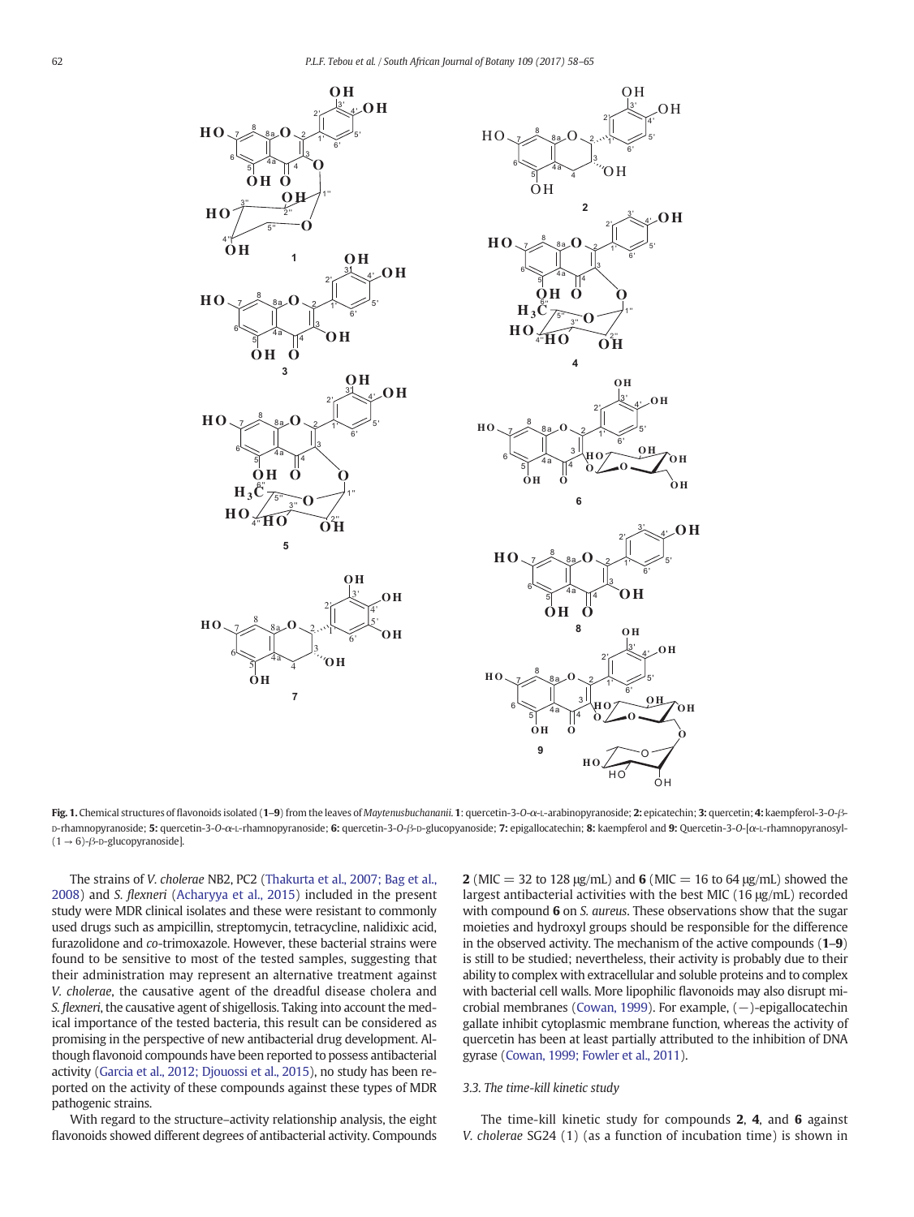**Fig. 1.** Chemical structures of flavonoids isolated (**1–9**) from the leaves of *Maytenusbuchananii*. **1**: quercetin-3-*O*-α-L-arabinopyranoside; **2:** epicatechin; **3:** quercetin; **4:** kaempferol-3-*O*-β-D-rhamnopyranoside; **5:** quercetin-3-*O*-α-L-rhamnopyranoside; **6:** quercetin-3-*O*-β-D-glucopyranoside; **7:** epigallocatechin; **8:** kaempferol and **9:** Quercetin-3-*O*-[α-L-rhamnopyranosyl-(1 → 6)-β-D-glucopyranoside].

The strains of *V. cholerae* NB2, PC2 (Thakurta et al., 2007; Bag et al., 2008) and *S. flexneri* (Acharyya et al., 2015) included in the present study were MDR clinical isolates and these were resistant to commonly used drugs such as ampicillin, streptomycin, tetracycline, nalidixic acid, furazolidone and *co*-trimoxazole. However, these bacterial strains were found to be sensitive to most of the tested samples, suggesting that their administration may represent an alternative treatment against *V. cholerae*, the causative agent of the dreadful disease cholera and *S. flexneri*, the causative agent of shigellosis. Taking into account the medical importance of the tested bacteria, this result can be considered as promising in the perspective of new antibacterial drug development. Although flavonoid compounds have been reported to possess antibacterial activity (Garcia et al., 2012; Djouossi et al., 2015), no study has been reported on the activity of these compounds against these types of MDR pathogenic strains.

With regard to the structure–activity relationship analysis, the eight flavonoids showed different degrees of antibacterial activity. Compounds **2** (MIC = 32 to 128 μg/mL) and **6** (MIC = 16 to 64 μg/mL) showed the largest antibacterial activities with the best MIC (16 μg/mL) recorded with compound **6** on *S. aureus*. These observations show that the sugar moieties and hydroxyl groups should be responsible for the difference in the observed activity. The mechanism of the active compounds (**1–9**) is still to be studied; nevertheless, their activity is probably due to their ability to complex with extracellular and soluble proteins and to complex with bacterial cell walls. More lipophilic flavonoids may also disrupt microbial membranes (Cowan, 1999). For example, (−)-epigallocatechin gallate inhibit cytoplasmic membrane function, whereas the activity of quercetin has been at least partially attributed to the inhibition of DNA gyrase (Cowan, 1999; Fowler et al., 2011).

### 3.3. The time-kill kinetic study

The time-kill kinetic study for compounds **2**, **4**, and **6** against *V. cholerae* SG24 (1) (as a function of incubation time) is shown in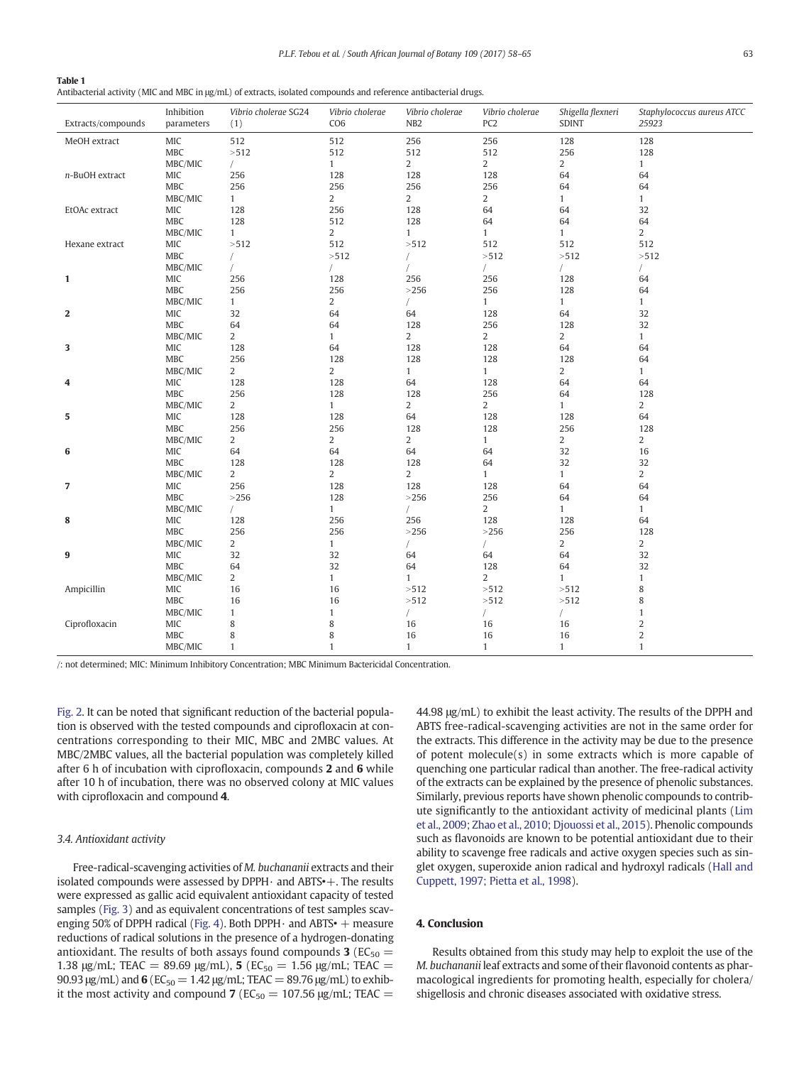**Table 1**
Antibacterial activity (MIC and MBC in μg/mL) of extracts, isolated compounds and reference antibacterial drugs.

| Extracts/compounds | Inhibition parameters | *Vibrio cholerae* SG24 (1) | *Vibrio cholerae* CO6 | *Vibrio cholerae* NB2 | *Vibrio cholerae* PC2 | *Shigella flexneri* SDINT | *Staphylococcus aureus* ATCC 25923 |
|---|---|---|---|---|---|---|---|
| MeOH extract | MIC | 512 | 512 | 256 | 256 | 128 | 128 |
| | MBC | >512 | 512 | 512 | 512 | 256 | 128 |
| | MBC/MIC | / | 1 | 2 | 2 | 2 | 1 |
| *n*-BuOH extract | MIC | 256 | 128 | 128 | 128 | 64 | 64 |
| | MBC | 256 | 256 | 256 | 256 | 64 | 64 |
| | MBC/MIC | 1 | 2 | 2 | 2 | 1 | 1 |
| EtOAc extract | MIC | 128 | 256 | 128 | 64 | 64 | 32 |
| | MBC | 128 | 512 | 128 | 64 | 64 | 64 |
| | MBC/MIC | 1 | 2 | 1 | 1 | 1 | 2 |
| Hexane extract | MIC | >512 | 512 | >512 | 512 | 512 | 512 |
| | MBC | / | >512 | / | >512 | >512 | >512 |
| | MBC/MIC | / | / | / | / | / | / |
| **1** | MIC | 256 | 128 | 256 | 256 | 128 | 64 |
| | MBC | 256 | 256 | >256 | 256 | 128 | 64 |
| | MBC/MIC | 1 | 2 | / | 1 | 1 | 1 |
| **2** | MIC | 32 | 64 | 64 | 128 | 64 | 32 |
| | MBC | 64 | 64 | 128 | 256 | 128 | 32 |
| | MBC/MIC | 2 | 1 | 2 | 2 | 2 | 1 |
| **3** | MIC | 128 | 64 | 128 | 128 | 64 | 64 |
| | MBC | 256 | 128 | 128 | 128 | 128 | 64 |
| | MBC/MIC | 2 | 2 | 1 | 1 | 2 | 1 |
| **4** | MIC | 128 | 128 | 64 | 128 | 64 | 64 |
| | MBC | 256 | 128 | 128 | 256 | 64 | 128 |
| | MBC/MIC | 2 | 1 | 2 | 2 | 1 | 2 |
| **5** | MIC | 128 | 128 | 64 | 128 | 128 | 64 |
| | MBC | 256 | 256 | 128 | 128 | 256 | 128 |
| | MBC/MIC | 2 | 2 | 2 | 1 | 2 | 2 |
| **6** | MIC | 64 | 64 | 64 | 64 | 32 | 16 |
| | MBC | 128 | 128 | 128 | 64 | 32 | 32 |
| | MBC/MIC | 2 | 2 | 2 | 1 | 1 | 2 |
| **7** | MIC | 256 | 128 | 128 | 128 | 64 | 64 |
| | MBC | >256 | 128 | >256 | 256 | 64 | 64 |
| | MBC/MIC | / | 1 | / | 2 | 1 | 1 |
| **8** | MIC | 128 | 256 | 256 | 128 | 128 | 64 |
| | MBC | 256 | 256 | >256 | >256 | 256 | 128 |
| | MBC/MIC | 2 | 1 | / | / | 2 | 2 |
| **9** | MIC | 32 | 32 | 64 | 64 | 64 | 32 |
| | MBC | 64 | 32 | 64 | 128 | 64 | 32 |
| | MBC/MIC | 2 | 1 | 1 | 2 | 1 | 1 |
| Ampicillin | MIC | 16 | 16 | >512 | >512 | >512 | 8 |
| | MBC | 16 | 16 | >512 | >512 | >512 | 8 |
| | MBC/MIC | 1 | 1 | / | / | / | 1 |
| Ciprofloxacin | MIC | 8 | 8 | 16 | 16 | 16 | 2 |
| | MBC | 8 | 8 | 16 | 16 | 16 | 2 |
| | MBC/MIC | 1 | 1 | 1 | 1 | 1 | 1 |

/: not determined; MIC: Minimum Inhibitory Concentration; MBC Minimum Bactericidal Concentration.

Fig. 2. It can be noted that significant reduction of the bacterial population is observed with the tested compounds and ciprofloxacin at concentrations corresponding to their MIC, MBC and 2MBC values. At MBC/2MBC values, all the bacterial population was completely killed after 6 h of incubation with ciprofloxacin, compounds **2** and **6** while after 10 h of incubation, there was no observed colony at MIC values with ciprofloxacin and compound **4**.

### 3.4. Antioxidant activity

Free-radical-scavenging activities of *M. buchananii* extracts and their isolated compounds were assessed by DPPH· and ABTS•+. The results were expressed as gallic acid equivalent antioxidant capacity of tested samples (Fig. 3) and as equivalent concentrations of test samples scavenging 50% of DPPH radical (Fig. 4). Both DPPH· and ABTS• + measure reductions of radical solutions in the presence of a hydrogen-donating antioxidant. The results of both assays found compounds **3** ($EC_{50}$ = 1.38 μg/mL; TEAC = 89.69 μg/mL), **5** ($EC_{50}$ = 1.56 μg/mL; TEAC = 90.93 μg/mL) and **6** ($EC_{50}$ = 1.42 μg/mL; TEAC = 89.76 μg/mL) to exhibit the most activity and compound **7** ($EC_{50}$ = 107.56 μg/mL; TEAC = 44.98 μg/mL) to exhibit the least activity. The results of the DPPH and ABTS free-radical-scavenging activities are not in the same order for the extracts. This difference in the activity may be due to the presence of potent molecule(s) in some extracts which is more capable of quenching one particular radical than another. The free-radical activity of the extracts can be explained by the presence of phenolic substances. Similarly, previous reports have shown phenolic compounds to contribute significantly to the antioxidant activity of medicinal plants (Lim et al., 2009; Zhao et al., 2010; Djouossi et al., 2015). Phenolic compounds such as flavonoids are known to be potential antioxidant due to their ability to scavenge free radicals and active oxygen species such as singlet oxygen, superoxide anion radical and hydroxyl radicals (Hall and Cuppett, 1997; Pietta et al., 1998).

## 4. Conclusion

Results obtained from this study may help to exploit the use of the *M. buchananii* leaf extracts and some of their flavonoid contents as pharmacological ingredients for promoting health, especially for cholera/shigellosis and chronic diseases associated with oxidative stress.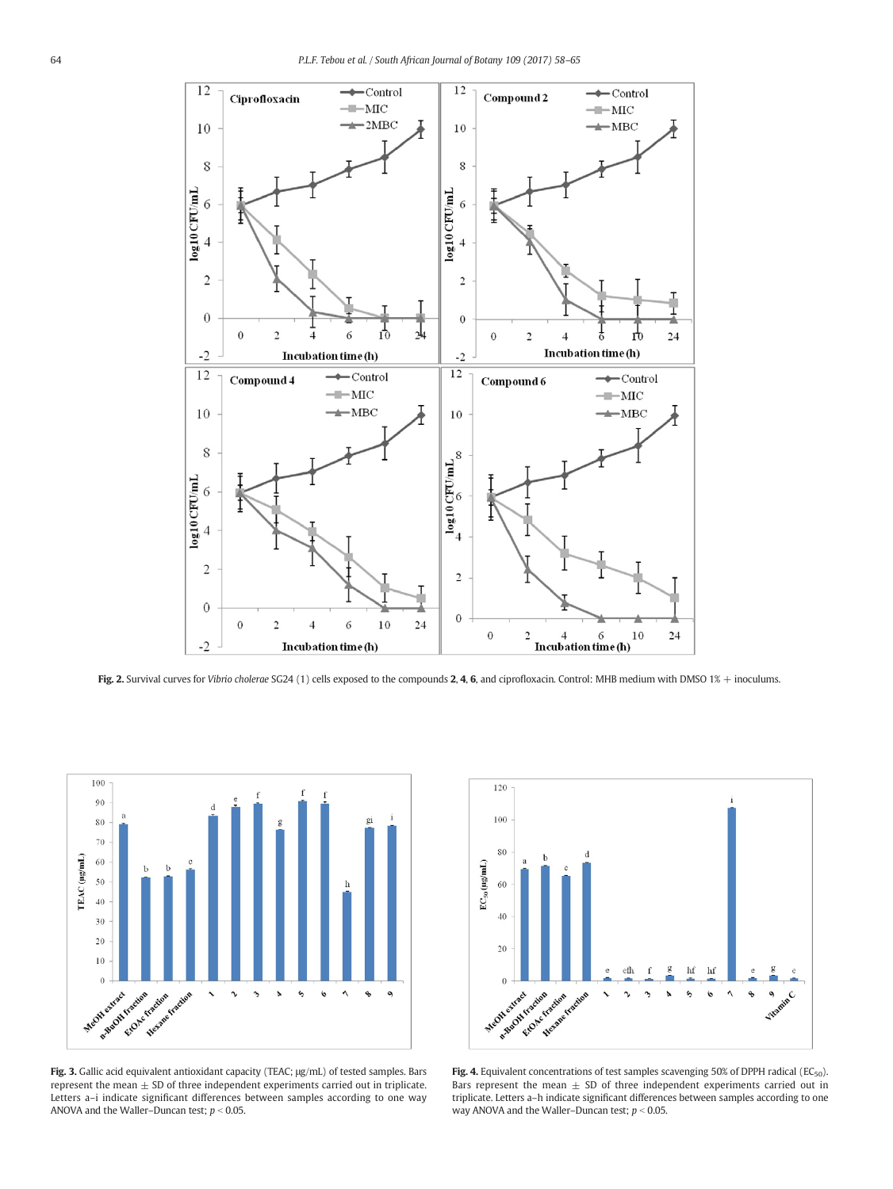**Fig. 2.** Survival curves for *Vibrio cholerae* SG24 (1) cells exposed to the compounds **2**, **4**, **6**, and ciprofloxacin. Control: MHB medium with DMSO 1% + inoculums.

**Fig. 3.** Gallic acid equivalent antioxidant capacity (TEAC; µg/mL) of tested samples. Bars represent the mean ± SD of three independent experiments carried out in triplicate. Letters a–i indicate significant differences between samples according to one way ANOVA and the Waller–Duncan test; $p < 0.05$.

**Fig. 4.** Equivalent concentrations of test samples scavenging 50% of DPPH radical ($EC_{50}$). Bars represent the mean ± SD of three independent experiments carried out in triplicate. Letters a–h indicate significant differences between samples according to one way ANOVA and the Waller–Duncan test; $p < 0.05$.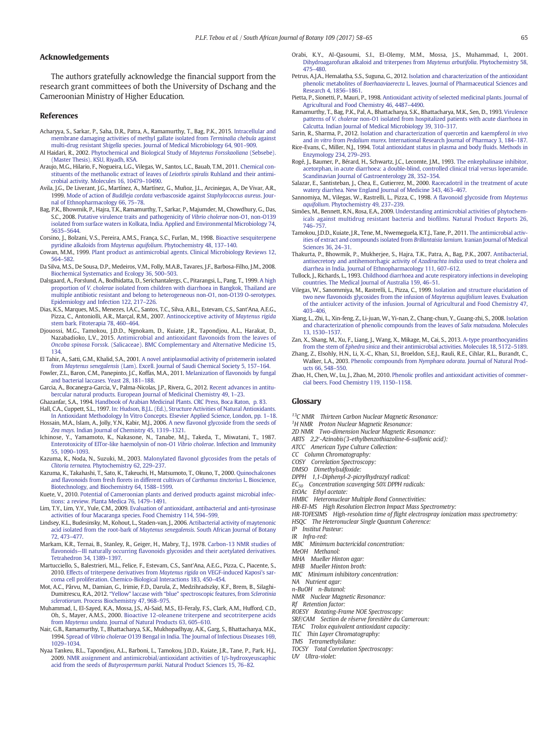## Acknowledgements

The authors gratefully acknowledge the financial support from the research grant committees of both the University of Dschang and the Cameroonian Ministry of Higher Education.

## References

Acharyya, S., Sarkar, P., Saha, D.R., Patra, A., Ramamurthy, T., Bag, P.K., 2015. Intracellular and membrane damaging activities of methyl gallate isolated from *Terminalia chebula* against multi-drug resistant *Shigella* species. Journal of Medical Microbiology 64, 901–909.

Al Haidari, R., 2002. Phytochemical and Biological Study of *Maytenus Forsskaoliana* (Sebsebe). (Master Thesis). KSU, Riyadh, KSA.

Araujo, M.G., Hilario, F., Nogueira, L.G., Vilegas, W., Santos, L.C., Bauab, T.M., 2011. Chemical constituents of the methanolic extract of leaves of *Leiothrix spiralis* Ruhland and their antimicrobial activity. Molecules 16, 10479–10490.

Avila, J.G., De Liverant, J.G., Martínez, A., Martínez, G., Muñoz, J.L., Arciniegas, A., De Vivar, A.R., 1999. Mode of action of *Buddleja cordata* verbascoside against *Staphylococcus aureus*. Journal of Ethnopharmacology 66, 75–78.

Bag, P.K., Bhowmik, P., Hajra, T.K., Ramamurthy, T., Sarkar, P., Majumder, M., Chowdhury, G., Das, S.C., 2008. Putative virulence traits and pathogenicity of *Vibrio cholerae* non-O1, non-O139 isolated from surface waters in Kolkata, India. Applied and Environmental Microbiology 74, 5635–5644.

Corsino, J., Bolzani, V.S., Pereira, A.M.S., França, S.C., Furlan, M., 1998. Bioactive sesquiterpene pyridine alkaloids from *Maytenus aquifolium*. Phytochemistry 48, 137–140.

Cowan, M.M., 1999. Plant product as antimicrobial agents. Clinical Microbiology Reviews 12, 564–582.

Da Silva, M.S., De Sousa, D.P., Medeiros, V.M., Folly, M.A.B., Tavares, J.F., Barbosa-Filho, J.M., 2008. Biochemical Systematics and Ecology 36, 500–503.

Dalsgaard, A., Forslund, A., Bodhidatta, D., Serichantalergs, C., Pitarangsi, L., Pang, T., 1999. A high proportion of *V. cholerae* isolated from children with diarrhoea in Bangkok, Thailand are multiple antibiotic resistant and belong to heterogeneous non-O1, non-O139 O-serotypes. Epidemiology and Infection 122, 217–226.

Dias, K.S., Marques, M.S., Menezes, I.A.C., Santos, T.C., Silva, A.B.L., Estevam, C.S., Sant'Ana, A.E.G., Pizza, C., Antoniolli, A.R., Marçal, R.M., 2007. Antinociceptive activity of *Maytenus rigida* stem bark. Fitoterapia 78, 460–464.

Djouossi, M.G., Tamokou, J.D.D., Ngnokam, D., Kuiate, J.R., Tapondjou, A.L., Harakat, D., Nazabadioko, L.V., 2015. Antimicrobial and antioxidant flavonoids from the leaves of *Oncoba spinosa* Forssk. (Salicaceae). BMC Complementary and Alternative Medicine 15, 134.

El Tahir, A., Satti, G.M., Khalid, S.A., 2001. A novel antiplasmodial activity of pristemerin isolated from *Maytenus senegalensis* (Lam). Excell. Journal of Saudi Chemical Society 5, 157–164.

Fowler, Z.L., Baron, C.M., Panepinto, J.C., Koffas, M.A., 2011. Melanization of flavonoids by fungal and bacterial laccases. Yeast 28, 181–188.

Garcia, A., Bocanegra-Garcia, V., Palma-Nicolas, J.P., Rivera, G., 2012. Recent advances in antitubercular natural products. European Journal of Medicinal Chemistry 49, 1–23.

Ghazanfar, S.A., 1994. Handbook of Arabian Medicinal Plants. CRC Press, Boca Raton, p. 83.

Hall, C.A., Cuppett, S.L., 1997. In: Hudson, B.J.L. (Ed.), Structure Activities of Natural Antioxidants. In Antioxidant Methodology In Vitro Concepts. Elsevier Applied Science, London, pp. 1–18.

Hossain, M.A., Islam, A., Jolly, Y.N., Kabir, M.J., 2006. A new flavonol glycoside from the seeds of *Zea mays*. Indian Journal of Chemistry 45, 1319–1321.

Ichinose, Y., Yamamoto, K., Nakasone, N., Tanabe, M.J., Takeda, T., Miwatani, T., 1987. Enterotoxicity of ElTor-like haemolysin of non-O1 *Vibrio cholerae*. Infection and Immunity 55, 1090–1093.

Kazuma, K., Noda, N., Suzuki, M., 2003. Malonylated flavonol glycosides from the petals of *Clitoria ternatea*. Phytochemistry 62, 229–237.

Kazuma, K., Takahashi, T., Sato, K., Takeuchi, H., Matsumoto, T., Okuno, T., 2000. Quinochalcones and flavonoids from fresh florets in different cultivars of *Carthamus tinctorius* L. Bioscience, Biotechnology, and Biochemistry 64, 1588–1599.

Kuete, V., 2010. Potential of Cameroonian plants and derived products against microbial infections: a review. Planta Medica 76, 1479–1491.

Lim, T.Y., Lim, Y.Y., Yule, C.M., 2009. Evaluation of antioxidant, antibacterial and anti-tyrosinase activities of four Macaranga species. Food Chemistry 114, 594–599.

Lindsey, K.L., Budesinsky, M., Kohout, L., Staden-van, J., 2006. Actibacterial activity of maytenonic acid isolated from the root-bark of *Maytenus senegalensis*. South African Journal of Botany 72, 473–477.

Markam, K.R., Ternai, B., Stanley, R., Geiger, H., Mabry, T.J., 1978. Carbon-13 NMR studies of flavonoids—III naturally occurring flavonoids glycosides and their acetylated derivatives. Tetrahedron 34, 1389–1397.

Martucciello, S., Balestrieri, M.L., Felice, F., Estevam, C.S., Sant'Ana, A.E.G., Pizza, C., Piacente, S., 2010. Effects of triterpene derivatives from *Maytenus rigida* on VEGF-induced Kaposi's sarcoma cell proliferation. Chemico-Biological Interactions 183, 450–454.

Mot, A.C., Pârvu, M., Damian, G., Irimie, F.D., Darula, Z., Medzihradszky, K.F., Brem, B., Silaghi-Dumitrescu, R.A., 2012. "Yellow" laccase with "blue" spectroscopic features, from *Sclerotinia sclerotiorum*. Process Biochemistry 47, 968–975.

Muhammad, I., El-Sayed, K.A., Mossa, J.S., Al-Said, M.S., El-Feraly, F.S., Clark, A.M., Hufford, C.D., Oh, S., Mayer, A.M.S., 2000. Bioactive 12-oleanene triterpene and secotriterpene acids from *Maytenus undata*. Journal of Natural Products 63, 605–610.

Nair, G.B., Ramamurthy, T., Bhattacharya, S.K., Mukhopadhyay, A.K., Garg, S., Bhattacharya, M.K., 1994. Spread of *Vibrio cholerae* O139 Bengal in India. The Journal of Infectious Diseases 169, 1029–1034.

Nyaa Tankeu, B.L., Tapondjou, A.L., Barboni, L., Tamokou, J.D.D., Kuiate, J.R., Tane, P., Park, H.J., 2009. NMR assignment and antimicrobial/antioxidant activities of 1β-hydroxyeuscaphic acid from the seeds of *Butyrospermum parkii*. Natural Product Sciences 15, 76–82.

Orabi, K.Y., Al-Qasoumi, S.I., El-Olemy, M.M., Mossa, J.S., Muhammad, I., 2001. Dihydroagarofuran alkaloid and triterpenes from *Maytenus arbutifolia*. Phytochemistry 58, 475–480.

Petrus, A.J.A., Hemalatha, S.S., Suguna, G., 2012. Isolation and characterization of the antioxidant phenolic metabolites of *Boerhaaviaerecta* L. leaves. Journal of Pharmaceutical Sciences and Research 4, 1856–1861.

Pietta, P., Sionetti, P., Mauri, P., 1998. Antioxidant activity of selected medicinal plants. Journal of Agricultural and Food Chemistry 46, 4487–4490.

Ramamurthy, T., Bag, P.K., Pal, A., Bhattacharya, S.K., Bhattacharya, M.K., Sen, D., 1993. Virulence patterns of *V. cholerae* non-O1 isolated from hospitalized patients with acute diarrhoea in Calcutta. Indian Journal of Medical Microbiology 39, 310–317.

Sarin, R., Sharma, P., 2012. Isolation and characterization of quercetin and kaempferol *in vivo* and *in vitro* from *Pedalium murex*. International Research Journal of Pharmacy 3, 184–187.

Rice-Evans, C., Miller, N.J., 1994. Total antioxidant status in plasma and body fluids. Methods in Enzymology 234, 279–293.

Rogé, J., Baumer, P., Bérard, H., Schwartz, J.C., Lecomte, J.M., 1993. The enkephalinase inhibitor, acetorphan, in acute diarrhoea: a double-blind, controlled clinical trial versus loperamide. Scandinavian Journal of Gastroenterology 28, 352–354.

Salazar, E., Santisteban, J., Chea, E., Gutierrez, M., 2000. Racecadotril in the treatment of acute watery diarrhea. New England Journal of Medicine 343, 463–467.

Sannomiya, M., Vilegas, W., Rastrelli, L., Pizza, C., 1998. A flavonoid glycoside from *Maytenus aquifolium*. Phytochemistry 49, 237–239.

Simões, M., Bennett, R.N., Rosa, E.A., 2009. Understanding antimicrobial activities of phytochemicals against multidrug resistant bacteria and biofilms. Natural Product Reports 26, 746–757.

Tamokou, J.D.D., Kuiate, J.R., Tene, M., Nwemeguela, K.T.J., Tane, P., 2011. The antimicrobial activities of extract and compounds isolated from *Brillantaisia lamium*. Iranian Journal of Medical Sciences 36, 24–31.

Thakurta, P., Bhowmik, P., Mukherjee, S., Hajra, T.K., Patra, A., Bag, P.K., 2007. Antibacterial, antisecretory and antihemorrhagic activity of *Azadirachta indica* used to treat cholera and diarrhea in India. Journal of Ethnopharmacology 111, 607–612.

Tullock, J., Richards, L., 1993. Childhood diarrhoea and acute respiratory infections in developing countries. The Medical Journal of Australia 159, 46–51.

Vilegas, W., Sanommiya, M., Rastrelli, L., Pizza, C., 1999. Isolation and structure elucidation of two new flavonoids glycosides from the infusion of *Maytenus aquifolium* leaves. Evaluation of the antiulcer activity of the infusion. Journal of Agricultural and Food Chemistry 47, 403–406.

Xiang, L., Zhi, L., Xin-feng, Z., Li-juan, W., Yi-nan, Z., Chang-chun, Y., Guang-zhi, S., 2008. Isolation and characterization of phenolic compounds from the leaves of *Salix matsudana*. Molecules 13, 1530–1537.

Zan, X., Shang, M., Xu, F., Liang, J., Wang, X., Mikage, M., Cai, S., 2013. A-type proanthocyanidins from the stem of *Ephedra sinica* and their antimicrobial activities. Molecules 18, 5172–5189.

Zhang, Z., Elsohly, H.N., Li, X.-C., Khan, S.I., Broeldon, S.E.J., Rauli, R.E., Cihlar, R.L., Burandt, C., Walker, L.A., 2003. Phenolic compounds from *Nymphaea odorata*. Journal of Natural Products 66, 548–550.

Zhao, H., Chen, W., Lu, J., Zhao, M., 2010. Phenolic profiles and antioxidant activities of commercial beers. Food Chemistry 119, 1150–1158.

## Glossary

*$^{13}$C NMR Thirteen Carbon Nuclear Magnetic Resonance:*
*$^{1}$H NMR Proton Nuclear Magnetic Resonance:*
*2D NMR Two-dimension Nuclear Magnetic Resonance:*
*ABTS 2,2′-Azinobis(3-ethylbenzothiazoline-6-sulfonic acid):*
*ATCC American Type Culture Collection:*
*CC Column Chromatography:*
*COSY Correlation Spectroscopy:*
*DMSO Dimethylsulfoxide:*
*DPPH 1,1-Diphenyl-2-picrylhydrazyl radical:*
*$EC_{50}$ Concentration scavenging 50% DPPH radicals:*
*EtOAc Ethyl acetate:*
*HMBC Heteronuclear Multiple Bond Connectivities:*
*HR-EI-MS High Resolution Electron Impact Mass Spectrometry:*
*HR-TOFESIMS High-resolution time of flight electrospray ionization mass spectrometry:*
*HSQC The Heteronuclear Single Quantum Coherence:*
*IP Institut Pasteur:*
*IR Infra-red:*
*MBC Minimum bactericidal concentration:*
*MeOH Methanol:*
*MHA Mueller Hinton agar:*
*MHB Mueller Hinton broth:*
*MIC Minimum inhibitory concentration:*
*NA Nutrient agar:*
*n-BuOH n-Butanol:*
*NMR Nuclear Magnetic Resonance:*
*Rf Retention factor:*
*ROESY Rotating-Frame NOE Spectroscopy:*
*SRF/CAM Section de réserve forestière du Cameroun:*
*TEAC Trolox equivalent antioxidant capacity:*
*TLC Thin Layer Chromatography:*
*TMS Tetramethylsilane:*
*TOCSY Total Correlation Spectroscopy:*
*UV Ultra-violet:*